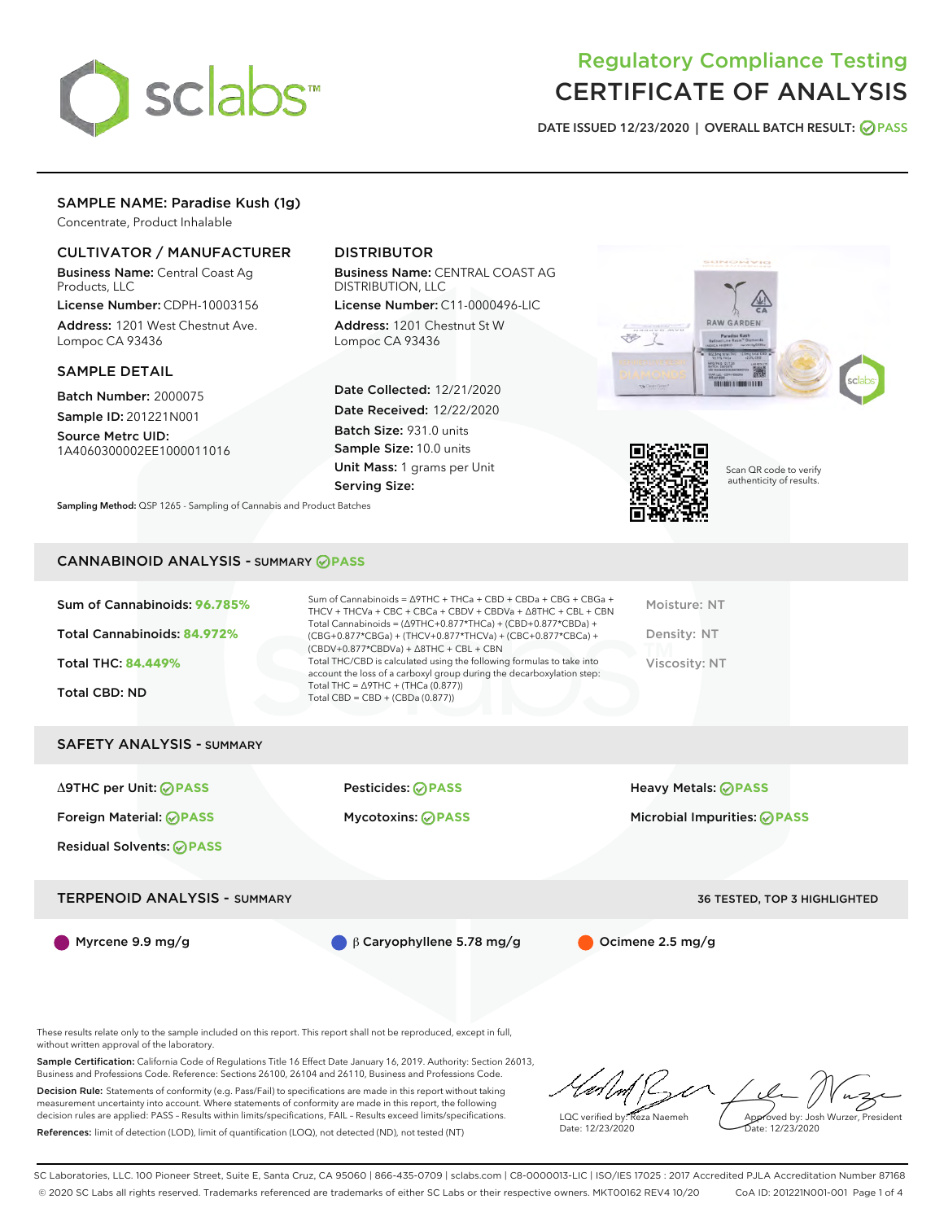# Regulatory Compliance Testing
# CERTIFICATE OF ANALYSIS

DATE ISSUED 12/23/2020 | OVERALL BATCH RESULT: PASS

## SAMPLE NAME: Paradise Kush (1g)

Concentrate, Product Inhalable

### CULTIVATOR / MANUFACTURER

**Business Name:** Central Coast Ag Products, LLC

**License Number:** CDPH-10003156

**Address:** 1201 West Chestnut Ave. Lompoc CA 93436

### DISTRIBUTOR

**Business Name:** CENTRAL COAST AG DISTRIBUTION, LLC

**License Number:** C11-0000496-LIC

**Address:** 1201 Chestnut St W Lompoc CA 93436

### SAMPLE DETAIL

**Batch Number:** 2000075

**Sample ID:** 201221N001

**Source Metrc UID:** 1A4060300002EE1000011016

**Date Collected:** 12/21/2020

**Date Received:** 12/22/2020

**Batch Size:** 931.0 units

**Sample Size:** 10.0 units

**Unit Mass:** 1 grams per Unit

**Serving Size:**

Scan QR code to verify authenticity of results.

**Sampling Method:** QSP 1265 - Sampling of Cannabis and Product Batches

## CANNABINOID ANALYSIS - SUMMARY PASS

Sum of Cannabinoids: **96.785%**

Total Cannabinoids: **84.972%**

Total THC: **84.449%**

Total CBD: ND

Sum of Cannabinoids = Δ9THC + THCa + CBD + CBDa + CBG + CBGa + THCV + THCVa + CBC + CBCa + CBDV + CBDVa + Δ8THC + CBL + CBN

Total Cannabinoids = (Δ9THC+0.877*THCa) + (CBD+0.877*CBDa) + (CBG+0.877*CBGa) + (THCV+0.877*THCVa) + (CBC+0.877*CBCa) + (CBDV+0.877*CBDVa) + Δ8THC + CBL + CBN

Total THC/CBD is calculated using the following formulas to take into account the loss of a carboxyl group during the decarboxylation step:
Total THC = Δ9THC + (THCa (0.877))
Total CBD = CBD + (CBDa (0.877))

Moisture: NT

Density: NT

Viscosity: NT

## SAFETY ANALYSIS - SUMMARY

Δ9THC per Unit: PASS

Foreign Material: PASS

Residual Solvents: PASS

Pesticides: PASS

Mycotoxins: PASS

Heavy Metals: PASS

Microbial Impurities: PASS

## TERPENOID ANALYSIS - SUMMARY

36 TESTED, TOP 3 HIGHLIGHTED

Myrcene 9.9 mg/g

β Caryophyllene 5.78 mg/g

Ocimene 2.5 mg/g

These results relate only to the sample included on this report. This report shall not be reproduced, except in full, without written approval of the laboratory.

**Sample Certification:** California Code of Regulations Title 16 Effect Date January 16, 2019. Authority: Section 26013, Business and Professions Code. Reference: Sections 26100, 26104 and 26110, Business and Professions Code.

**Decision Rule:** Statements of conformity (e.g. Pass/Fail) to specifications are made in this report without taking measurement uncertainty into account. Where statements of conformity are made in this report, the following decision rules are applied: PASS – Results within limits/specifications, FAIL – Results exceed limits/specifications.

**References:** limit of detection (LOD), limit of quantification (LOQ), not detected (ND), not tested (NT)

LQC verified by: Reza Naemeh
Date: 12/23/2020

Approved by: Josh Wurzer, President
Date: 12/23/2020

SC Laboratories, LLC. 100 Pioneer Street, Suite E, Santa Cruz, CA 95060 | 866-435-0709 | sclabs.com | C8-0000013-LIC | ISO/IES 17025 : 2017 Accredited PJLA Accreditation Number 87168
© 2020 SC Labs all rights reserved. Trademarks referenced are trademarks of either SC Labs or their respective owners. MKT00162 REV4 10/20 CoA ID: 201221N001-001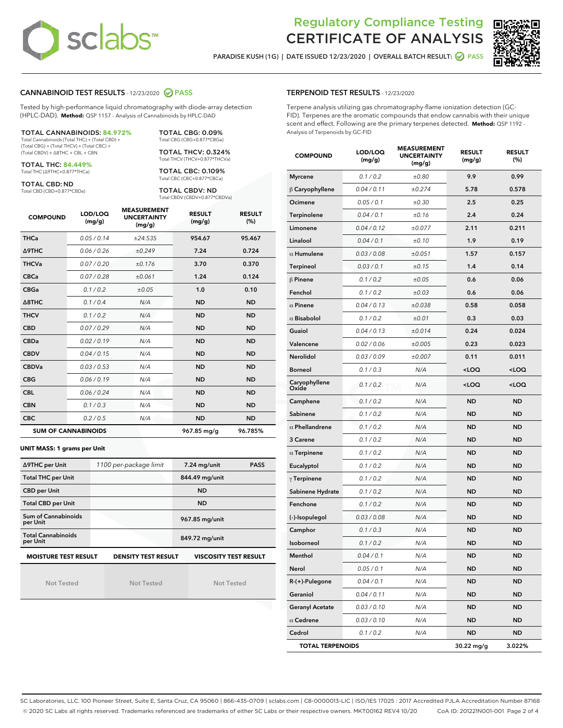# Regulatory Compliance Testing
# CERTIFICATE OF ANALYSIS

PARADISE KUSH (1G) | DATE ISSUED 12/23/2020 | OVERALL BATCH RESULT: PASS

## CANNABINOID TEST RESULTS - 12/23/2020 PASS

Tested by high-performance liquid chromatography with diode-array detection (HPLC-DAD). **Method:** QSP 1157 - Analysis of Cannabinoids by HPLC-DAD

**TOTAL CANNABINOIDS: 84.972%**
Total Cannabinoids (Total THC) + (Total CBD) + (Total CBG) + (Total THCV) + (Total CBC) + (Total CBDV) + Δ8THC + CBL + CBN

**TOTAL THC: 84.449%**
Total THC (Δ9THC+0.877*THCa)

**TOTAL CBD: ND**
Total CBD (CBD+0.877*CBDa)

**TOTAL CBG: 0.09%**
Total CBG (CBG+0.877*CBGa)

**TOTAL THCV: 0.324%**
Total THCV (THCV+0.877*THCVa)

**TOTAL CBC: 0.109%**
Total CBC (CBC+0.877*CBCa)

**TOTAL CBDV: ND**
Total CBDV (CBDV+0.877*CBDVa)

| COMPOUND | LOD/LOQ (mg/g) | MEASUREMENT UNCERTAINTY (mg/g) | RESULT (mg/g) | RESULT (%) |
|---|---|---|---|---|
| THCa | 0.05 / 0.14 | ±24.535 | 954.67 | 95.467 |
| Δ9THC | 0.06 / 0.26 | ±0.249 | 7.24 | 0.724 |
| THCVa | 0.07 / 0.20 | ±0.176 | 3.70 | 0.370 |
| CBCa | 0.07 / 0.28 | ±0.061 | 1.24 | 0.124 |
| CBGa | 0.1 / 0.2 | ±0.05 | 1.0 | 0.10 |
| Δ8THC | 0.1 / 0.4 | N/A | ND | ND |
| THCV | 0.1 / 0.2 | N/A | ND | ND |
| CBD | 0.07 / 0.29 | N/A | ND | ND |
| CBDa | 0.02 / 0.19 | N/A | ND | ND |
| CBDV | 0.04 / 0.15 | N/A | ND | ND |
| CBDVa | 0.03 / 0.53 | N/A | ND | ND |
| CBG | 0.06 / 0.19 | N/A | ND | ND |
| CBL | 0.06 / 0.24 | N/A | ND | ND |
| CBN | 0.1 / 0.3 | N/A | ND | ND |
| CBC | 0.2 / 0.5 | N/A | ND | ND |
| **SUM OF CANNABINOIDS** | | | 967.85 mg/g | 96.785% |

**UNIT MASS: 1 grams per Unit**

| | | | |
|---|---|---|---|
| Δ9THC per Unit | 1100 per-package limit | 7.24 mg/unit | PASS |
| Total THC per Unit | | 844.49 mg/unit | |
| CBD per Unit | | ND | |
| Total CBD per Unit | | ND | |
| Sum of Cannabinoids per Unit | | 967.85 mg/unit | |
| Total Cannabinoids per Unit | | 849.72 mg/unit | |

| MOISTURE TEST RESULT | DENSITY TEST RESULT | VISCOSITY TEST RESULT |
|---|---|---|
| Not Tested | Not Tested | Not Tested |

## TERPENOID TEST RESULTS - 12/23/2020

Terpene analysis utilizing gas chromatography-flame ionization detection (GC-FID). Terpenes are the aromatic compounds that endow cannabis with their unique scent and effect. Following are the primary terpenes detected. **Method:** QSP 1192 - Analysis of Terpenoids by GC-FID

| COMPOUND | LOD/LOQ (mg/g) | MEASUREMENT UNCERTAINTY (mg/g) | RESULT (mg/g) | RESULT (%) |
|---|---|---|---|---|
| Myrcene | 0.1 / 0.2 | ±0.80 | 9.9 | 0.99 |
| β Caryophyllene | 0.04 / 0.11 | ±0.274 | 5.78 | 0.578 |
| Ocimene | 0.05 / 0.1 | ±0.30 | 2.5 | 0.25 |
| Terpinolene | 0.04 / 0.1 | ±0.16 | 2.4 | 0.24 |
| Limonene | 0.04 / 0.12 | ±0.077 | 2.11 | 0.211 |
| Linalool | 0.04 / 0.1 | ±0.10 | 1.9 | 0.19 |
| α Humulene | 0.03 / 0.08 | ±0.051 | 1.57 | 0.157 |
| Terpineol | 0.03 / 0.1 | ±0.15 | 1.4 | 0.14 |
| β Pinene | 0.1 / 0.2 | ±0.05 | 0.6 | 0.06 |
| Fenchol | 0.1 / 0.2 | ±0.03 | 0.6 | 0.06 |
| α Pinene | 0.04 / 0.13 | ±0.038 | 0.58 | 0.058 |
| α Bisabolol | 0.1 / 0.2 | ±0.01 | 0.3 | 0.03 |
| Guaiol | 0.04 / 0.13 | ±0.014 | 0.24 | 0.024 |
| Valencene | 0.02 / 0.06 | ±0.005 | 0.23 | 0.023 |
| Nerolidol | 0.03 / 0.09 | ±0.007 | 0.11 | 0.011 |
| Borneol | 0.1 / 0.3 | N/A | <LOQ | <LOQ |
| Caryophyllene Oxide | 0.1 / 0.2 | N/A | <LOQ | <LOQ |
| Camphene | 0.1 / 0.2 | N/A | ND | ND |
| Sabinene | 0.1 / 0.2 | N/A | ND | ND |
| α Phellandrene | 0.1 / 0.2 | N/A | ND | ND |
| 3 Carene | 0.1 / 0.2 | N/A | ND | ND |
| α Terpinene | 0.1 / 0.2 | N/A | ND | ND |
| Eucalyptol | 0.1 / 0.2 | N/A | ND | ND |
| γ Terpinene | 0.1 / 0.2 | N/A | ND | ND |
| Sabinene Hydrate | 0.1 / 0.2 | N/A | ND | ND |
| Fenchone | 0.1 / 0.2 | N/A | ND | ND |
| (-)-Isopulegol | 0.03 / 0.08 | N/A | ND | ND |
| Camphor | 0.1 / 0.3 | N/A | ND | ND |
| Isoborneol | 0.1 / 0.2 | N/A | ND | ND |
| Menthol | 0.04 / 0.1 | N/A | ND | ND |
| Nerol | 0.05 / 0.1 | N/A | ND | ND |
| R-(+)-Pulegone | 0.04 / 0.1 | N/A | ND | ND |
| Geraniol | 0.04 / 0.11 | N/A | ND | ND |
| Geranyl Acetate | 0.03 / 0.10 | N/A | ND | ND |
| α Cedrene | 0.03 / 0.10 | N/A | ND | ND |
| Cedrol | 0.1 / 0.2 | N/A | ND | ND |
| **TOTAL TERPENOIDS** | | | 30.22 mg/g | 3.022% |

SC Laboratories, LLC. 100 Pioneer Street, Suite E, Santa Cruz, CA 95060 | 866-435-0709 | sclabs.com | C8-0000013-LIC | ISO/IES 17025 : 2017 Accredited PJLA Accreditation Number 87168
© 2020 SC Labs all rights reserved. Trademarks referenced are trademarks of either SC Labs or their respective owners. MKT00162 REV4 10/20 CoA ID: 201221N001-001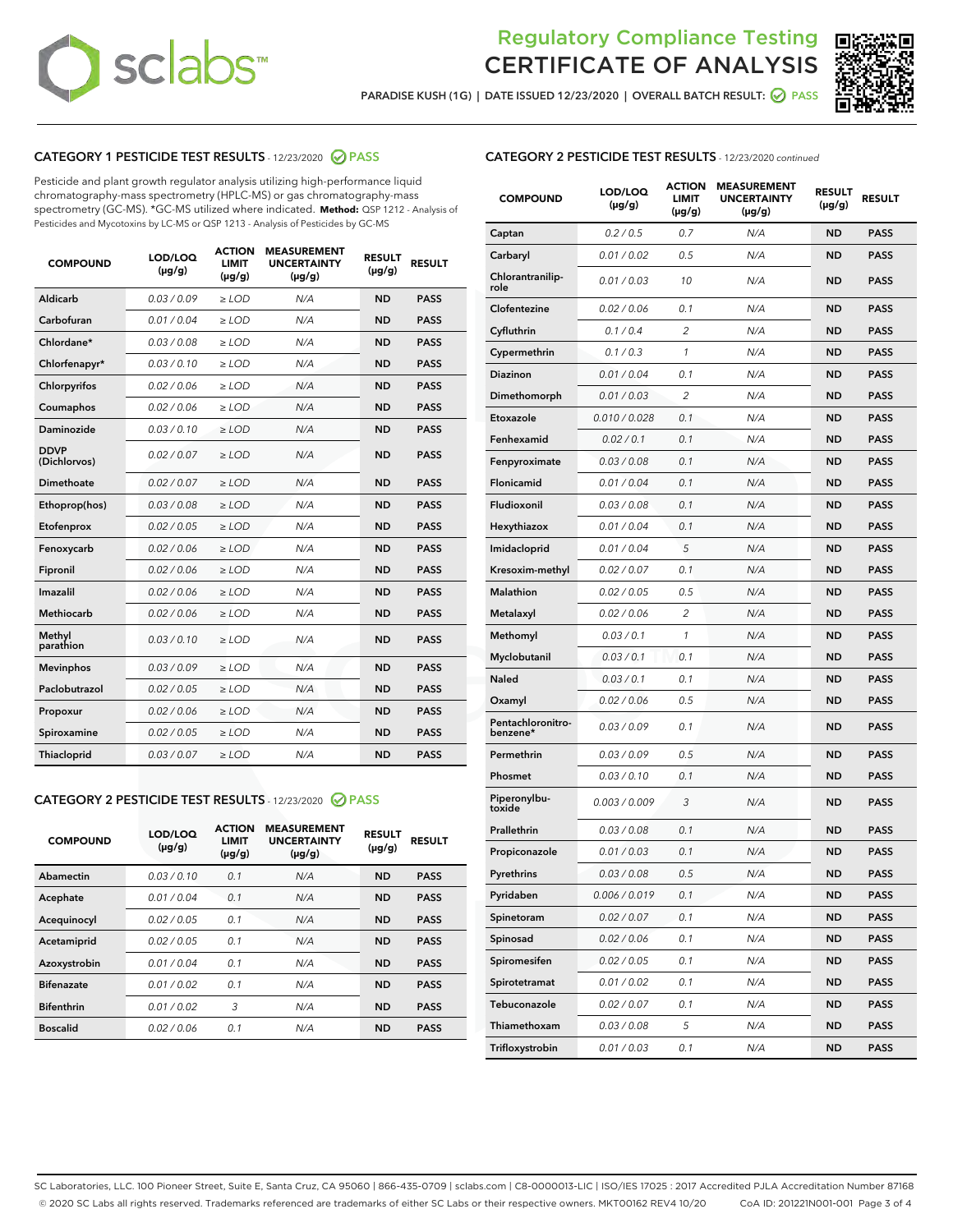# Regulatory Compliance Testing
# CERTIFICATE OF ANALYSIS

PARADISE KUSH (1G) | DATE ISSUED 12/23/2020 | OVERALL BATCH RESULT: PASS

## CATEGORY 1 PESTICIDE TEST RESULTS - 12/23/2020 PASS

Pesticide and plant growth regulator analysis utilizing high-performance liquid chromatography-mass spectrometry (HPLC-MS) or gas chromatography-mass spectrometry (GC-MS). *GC-MS utilized where indicated. **Method:** QSP 1212 - Analysis of Pesticides and Mycotoxins by LC-MS or QSP 1213 - Analysis of Pesticides by GC-MS

| COMPOUND | LOD/LOQ (µg/g) | ACTION LIMIT (µg/g) | MEASUREMENT UNCERTAINTY (µg/g) | RESULT (µg/g) | RESULT |
|---|---|---|---|---|---|
| Aldicarb | 0.03 / 0.09 | ≥ LOD | N/A | ND | PASS |
| Carbofuran | 0.01 / 0.04 | ≥ LOD | N/A | ND | PASS |
| Chlordane* | 0.03 / 0.08 | ≥ LOD | N/A | ND | PASS |
| Chlorfenapyr* | 0.03 / 0.10 | ≥ LOD | N/A | ND | PASS |
| Chlorpyrifos | 0.02 / 0.06 | ≥ LOD | N/A | ND | PASS |
| Coumaphos | 0.02 / 0.06 | ≥ LOD | N/A | ND | PASS |
| Daminozide | 0.03 / 0.10 | ≥ LOD | N/A | ND | PASS |
| DDVP (Dichlorvos) | 0.02 / 0.07 | ≥ LOD | N/A | ND | PASS |
| Dimethoate | 0.02 / 0.07 | ≥ LOD | N/A | ND | PASS |
| Ethoprop(hos) | 0.03 / 0.08 | ≥ LOD | N/A | ND | PASS |
| Etofenprox | 0.02 / 0.05 | ≥ LOD | N/A | ND | PASS |
| Fenoxycarb | 0.02 / 0.06 | ≥ LOD | N/A | ND | PASS |
| Fipronil | 0.02 / 0.06 | ≥ LOD | N/A | ND | PASS |
| Imazalil | 0.02 / 0.06 | ≥ LOD | N/A | ND | PASS |
| Methiocarb | 0.02 / 0.06 | ≥ LOD | N/A | ND | PASS |
| Methyl parathion | 0.03 / 0.10 | ≥ LOD | N/A | ND | PASS |
| Mevinphos | 0.03 / 0.09 | ≥ LOD | N/A | ND | PASS |
| Paclobutrazol | 0.02 / 0.05 | ≥ LOD | N/A | ND | PASS |
| Propoxur | 0.02 / 0.06 | ≥ LOD | N/A | ND | PASS |
| Spiroxamine | 0.02 / 0.05 | ≥ LOD | N/A | ND | PASS |
| Thiacloprid | 0.03 / 0.07 | ≥ LOD | N/A | ND | PASS |

## CATEGORY 2 PESTICIDE TEST RESULTS - 12/23/2020 PASS

| COMPOUND | LOD/LOQ (µg/g) | ACTION LIMIT (µg/g) | MEASUREMENT UNCERTAINTY (µg/g) | RESULT (µg/g) | RESULT |
|---|---|---|---|---|---|
| Abamectin | 0.03 / 0.10 | 0.1 | N/A | ND | PASS |
| Acephate | 0.01 / 0.04 | 0.1 | N/A | ND | PASS |
| Acequinocyl | 0.02 / 0.05 | 0.1 | N/A | ND | PASS |
| Acetamiprid | 0.02 / 0.05 | 0.1 | N/A | ND | PASS |
| Azoxystrobin | 0.01 / 0.04 | 0.1 | N/A | ND | PASS |
| Bifenazate | 0.01 / 0.02 | 0.1 | N/A | ND | PASS |
| Bifenthrin | 0.01 / 0.02 | 3 | N/A | ND | PASS |
| Boscalid | 0.02 / 0.06 | 0.1 | N/A | ND | PASS |
| Captan | 0.2 / 0.5 | 0.7 | N/A | ND | PASS |
| Carbaryl | 0.01 / 0.02 | 0.5 | N/A | ND | PASS |
| Chlorantraniliprole | 0.01 / 0.03 | 10 | N/A | ND | PASS |
| Clofentezine | 0.02 / 0.06 | 0.1 | N/A | ND | PASS |
| Cyfluthrin | 0.1 / 0.4 | 2 | N/A | ND | PASS |
| Cypermethrin | 0.1 / 0.3 | 1 | N/A | ND | PASS |
| Diazinon | 0.01 / 0.04 | 0.1 | N/A | ND | PASS |
| Dimethomorph | 0.01 / 0.03 | 2 | N/A | ND | PASS |
| Etoxazole | 0.010 / 0.028 | 0.1 | N/A | ND | PASS |
| Fenhexamid | 0.02 / 0.1 | 0.1 | N/A | ND | PASS |
| Fenpyroximate | 0.03 / 0.08 | 0.1 | N/A | ND | PASS |
| Flonicamid | 0.01 / 0.04 | 0.1 | N/A | ND | PASS |
| Fludioxonil | 0.03 / 0.08 | 0.1 | N/A | ND | PASS |
| Hexythiazox | 0.01 / 0.04 | 0.1 | N/A | ND | PASS |
| Imidacloprid | 0.01 / 0.04 | 5 | N/A | ND | PASS |
| Kresoxim-methyl | 0.02 / 0.07 | 0.1 | N/A | ND | PASS |
| Malathion | 0.02 / 0.05 | 0.5 | N/A | ND | PASS |
| Metalaxyl | 0.02 / 0.06 | 2 | N/A | ND | PASS |
| Methomyl | 0.03 / 0.1 | 1 | N/A | ND | PASS |
| Myclobutanil | 0.03 / 0.1 | 0.1 | N/A | ND | PASS |
| Naled | 0.03 / 0.1 | 0.1 | N/A | ND | PASS |
| Oxamyl | 0.02 / 0.06 | 0.5 | N/A | ND | PASS |
| Pentachloronitrobenzene* | 0.03 / 0.09 | 0.1 | N/A | ND | PASS |
| Permethrin | 0.03 / 0.09 | 0.5 | N/A | ND | PASS |
| Phosmet | 0.03 / 0.10 | 0.1 | N/A | ND | PASS |
| Piperonylbutoxide | 0.003 / 0.009 | 3 | N/A | ND | PASS |
| Prallethrin | 0.03 / 0.08 | 0.1 | N/A | ND | PASS |
| Propiconazole | 0.01 / 0.03 | 0.1 | N/A | ND | PASS |
| Pyrethrins | 0.03 / 0.08 | 0.5 | N/A | ND | PASS |
| Pyridaben | 0.006 / 0.019 | 0.1 | N/A | ND | PASS |
| Spinetoram | 0.02 / 0.07 | 0.1 | N/A | ND | PASS |
| Spinosad | 0.02 / 0.06 | 0.1 | N/A | ND | PASS |
| Spiromesifen | 0.02 / 0.05 | 0.1 | N/A | ND | PASS |
| Spirotetramat | 0.01 / 0.02 | 0.1 | N/A | ND | PASS |
| Tebuconazole | 0.02 / 0.07 | 0.1 | N/A | ND | PASS |
| Thiamethoxam | 0.03 / 0.08 | 5 | N/A | ND | PASS |
| Trifloxystrobin | 0.01 / 0.03 | 0.1 | N/A | ND | PASS |

SC Laboratories, LLC. 100 Pioneer Street, Suite E, Santa Cruz, CA 95060 | 866-435-0709 | sclabs.com | C8-0000013-LIC | ISO/IES 17025 : 2017 Accredited PJLA Accreditation Number 87168
© 2020 SC Labs all rights reserved. Trademarks referenced are trademarks of either SC Labs or their respective owners. MKT00162 REV4 10/20 CoA ID: 201221N001-001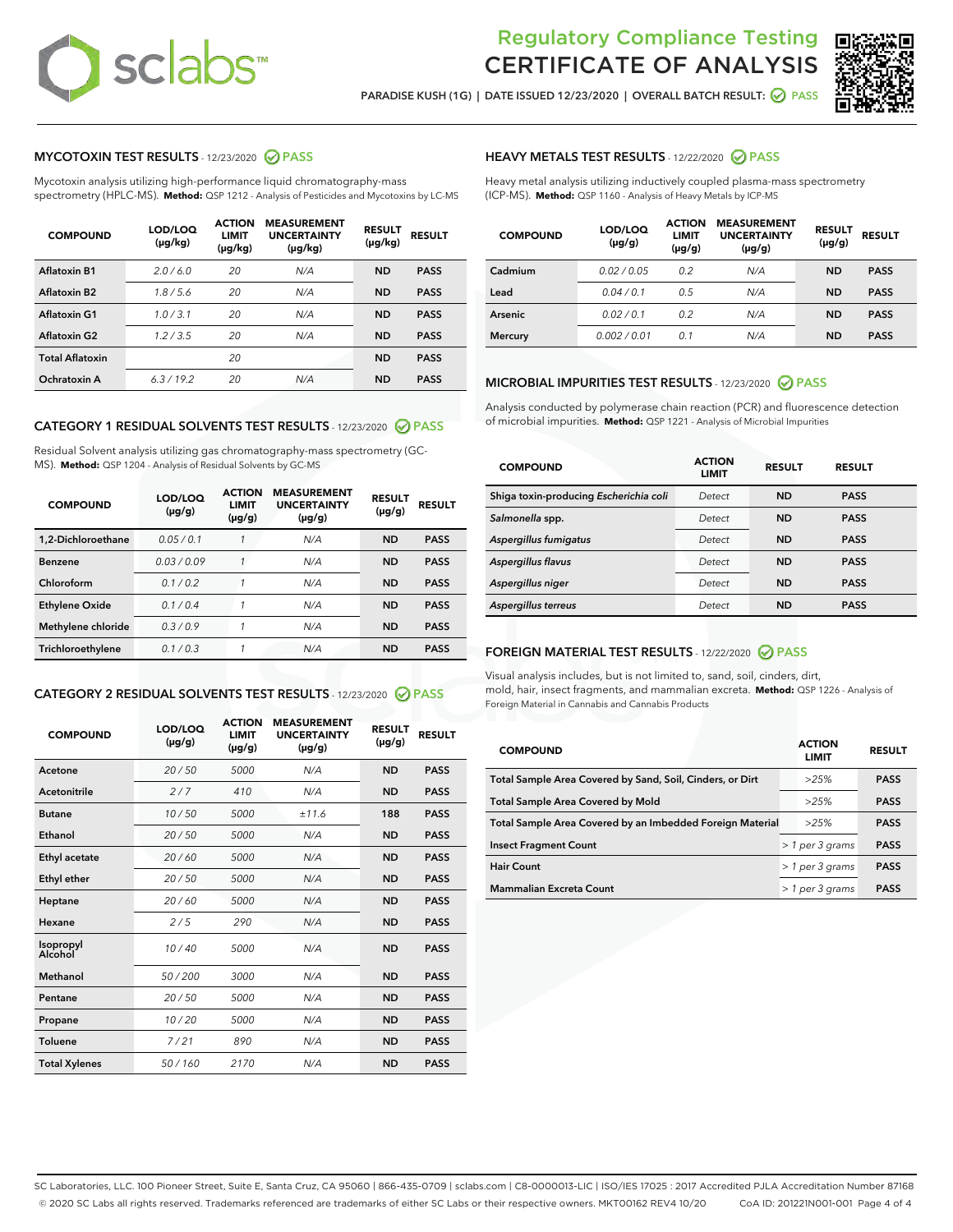# Regulatory Compliance Testing
# CERTIFICATE OF ANALYSIS

PARADISE KUSH (1G) | DATE ISSUED 12/23/2020 | OVERALL BATCH RESULT: PASS

## MYCOTOXIN TEST RESULTS - 12/23/2020 PASS

Mycotoxin analysis utilizing high-performance liquid chromatography-mass spectrometry (HPLC-MS). **Method:** QSP 1212 - Analysis of Pesticides and Mycotoxins by LC-MS

| COMPOUND | LOD/LOQ (µg/kg) | ACTION LIMIT (µg/kg) | MEASUREMENT UNCERTAINTY (µg/kg) | RESULT (µg/kg) | RESULT |
| --- | --- | --- | --- | --- | --- |
| Aflatoxin B1 | 2.0 / 6.0 | 20 | N/A | ND | PASS |
| Aflatoxin B2 | 1.8 / 5.6 | 20 | N/A | ND | PASS |
| Aflatoxin G1 | 1.0 / 3.1 | 20 | N/A | ND | PASS |
| Aflatoxin G2 | 1.2 / 3.5 | 20 | N/A | ND | PASS |
| Total Aflatoxin | | 20 | | ND | PASS |
| Ochratoxin A | 6.3 / 19.2 | 20 | N/A | ND | PASS |

## CATEGORY 1 RESIDUAL SOLVENTS TEST RESULTS - 12/23/2020 PASS

Residual Solvent analysis utilizing gas chromatography-mass spectrometry (GC-MS). **Method:** QSP 1204 - Analysis of Residual Solvents by GC-MS

| COMPOUND | LOD/LOQ (µg/g) | ACTION LIMIT (µg/g) | MEASUREMENT UNCERTAINTY (µg/g) | RESULT (µg/g) | RESULT |
| --- | --- | --- | --- | --- | --- |
| 1,2-Dichloroethane | 0.05 / 0.1 | 1 | N/A | ND | PASS |
| Benzene | 0.03 / 0.09 | 1 | N/A | ND | PASS |
| Chloroform | 0.1 / 0.2 | 1 | N/A | ND | PASS |
| Ethylene Oxide | 0.1 / 0.4 | 1 | N/A | ND | PASS |
| Methylene chloride | 0.3 / 0.9 | 1 | N/A | ND | PASS |
| Trichloroethylene | 0.1 / 0.3 | 1 | N/A | ND | PASS |

## CATEGORY 2 RESIDUAL SOLVENTS TEST RESULTS - 12/23/2020 PASS

| COMPOUND | LOD/LOQ (µg/g) | ACTION LIMIT (µg/g) | MEASUREMENT UNCERTAINTY (µg/g) | RESULT (µg/g) | RESULT |
| --- | --- | --- | --- | --- | --- |
| Acetone | 20 / 50 | 5000 | N/A | ND | PASS |
| Acetonitrile | 2 / 7 | 410 | N/A | ND | PASS |
| Butane | 10 / 50 | 5000 | ±11.6 | 188 | PASS |
| Ethanol | 20 / 50 | 5000 | N/A | ND | PASS |
| Ethyl acetate | 20 / 60 | 5000 | N/A | ND | PASS |
| Ethyl ether | 20 / 50 | 5000 | N/A | ND | PASS |
| Heptane | 20 / 60 | 5000 | N/A | ND | PASS |
| Hexane | 2 / 5 | 290 | N/A | ND | PASS |
| Isopropyl Alcohol | 10 / 40 | 5000 | N/A | ND | PASS |
| Methanol | 50 / 200 | 3000 | N/A | ND | PASS |
| Pentane | 20 / 50 | 5000 | N/A | ND | PASS |
| Propane | 10 / 20 | 5000 | N/A | ND | PASS |
| Toluene | 7 / 21 | 890 | N/A | ND | PASS |
| Total Xylenes | 50 / 160 | 2170 | N/A | ND | PASS |

## HEAVY METALS TEST RESULTS - 12/22/2020 PASS

Heavy metal analysis utilizing inductively coupled plasma-mass spectrometry (ICP-MS). **Method:** QSP 1160 - Analysis of Heavy Metals by ICP-MS

| COMPOUND | LOD/LOQ (µg/g) | ACTION LIMIT (µg/g) | MEASUREMENT UNCERTAINTY (µg/g) | RESULT (µg/g) | RESULT |
| --- | --- | --- | --- | --- | --- |
| Cadmium | 0.02 / 0.05 | 0.2 | N/A | ND | PASS |
| Lead | 0.04 / 0.1 | 0.5 | N/A | ND | PASS |
| Arsenic | 0.02 / 0.1 | 0.2 | N/A | ND | PASS |
| Mercury | 0.002 / 0.01 | 0.1 | N/A | ND | PASS |

## MICROBIAL IMPURITIES TEST RESULTS - 12/23/2020 PASS

Analysis conducted by polymerase chain reaction (PCR) and fluorescence detection of microbial impurities. **Method:** QSP 1221 - Analysis of Microbial Impurities

| COMPOUND | ACTION LIMIT | RESULT | RESULT |
| --- | --- | --- | --- |
| Shiga toxin-producing *Escherichia coli* | Detect | ND | PASS |
| *Salmonella* spp. | Detect | ND | PASS |
| *Aspergillus fumigatus* | Detect | ND | PASS |
| *Aspergillus flavus* | Detect | ND | PASS |
| *Aspergillus niger* | Detect | ND | PASS |
| *Aspergillus terreus* | Detect | ND | PASS |

## FOREIGN MATERIAL TEST RESULTS - 12/22/2020 PASS

Visual analysis includes, but is not limited to, sand, soil, cinders, dirt, mold, hair, insect fragments, and mammalian excreta. **Method:** QSP 1226 - Analysis of Foreign Material in Cannabis and Cannabis Products

| COMPOUND | ACTION LIMIT | RESULT |
| --- | --- | --- |
| Total Sample Area Covered by Sand, Soil, Cinders, or Dirt | >25% | PASS |
| Total Sample Area Covered by Mold | >25% | PASS |
| Total Sample Area Covered by an Imbedded Foreign Material | >25% | PASS |
| Insect Fragment Count | > 1 per 3 grams | PASS |
| Hair Count | > 1 per 3 grams | PASS |
| Mammalian Excreta Count | > 1 per 3 grams | PASS |

SC Laboratories, LLC. 100 Pioneer Street, Suite E, Santa Cruz, CA 95060 | 866-435-0709 | sclabs.com | C8-0000013-LIC | ISO/IES 17025 : 2017 Accredited PJLA Accreditation Number 87168
© 2020 SC Labs all rights reserved. Trademarks referenced are trademarks of either SC Labs or their respective owners. MKT00162 REV4 10/20 CoA ID: 201221N001-001